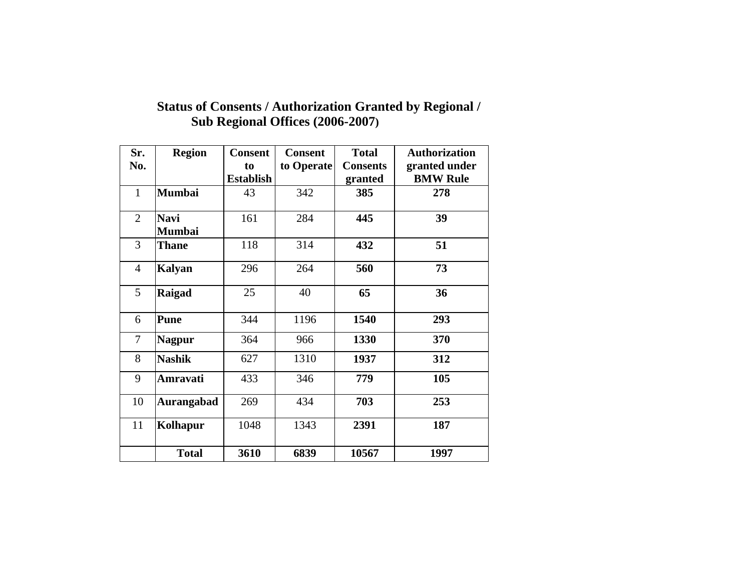# Status of Consents / Authorization Granted by Regional / Sub Regional Offices (2006-2007)

| Sr. No. | Region | Consent to Establish | Consent to Operate | Total Consents granted | Authorization granted under BMW Rule |
|---|---|---|---|---|---|
| 1 | **Mumbai** | 43 | 342 | **385** | **278** |
| 2 | **Navi Mumbai** | 161 | 284 | **445** | **39** |
| 3 | **Thane** | 118 | 314 | **432** | **51** |
| 4 | **Kalyan** | 296 | 264 | **560** | **73** |
| 5 | **Raigad** | 25 | 40 | **65** | **36** |
| 6 | **Pune** | 344 | 1196 | **1540** | **293** |
| 7 | **Nagpur** | 364 | 966 | **1330** | **370** |
| 8 | **Nashik** | 627 | 1310 | **1937** | **312** |
| 9 | **Amravati** | 433 | 346 | **779** | **105** |
| 10 | **Aurangabad** | 269 | 434 | **703** | **253** |
| 11 | **Kolhapur** | 1048 | 1343 | **2391** | **187** |
| | **Total** | **3610** | **6839** | **10567** | **1997** |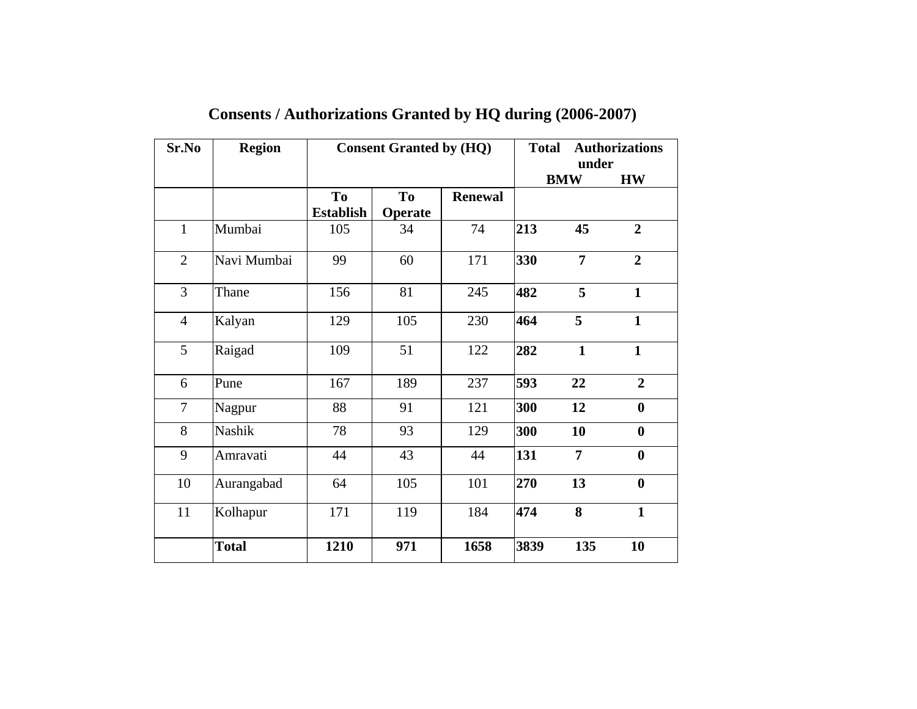## Consents / Authorizations Granted by HQ during (2006-2007)

| Sr.No | Region | Consent Granted by (HQ) | | | Total | Authorizations under | |
|---|---|---|---|---|---|---|---|
| | | | | | | BMW | HW |
| | | To Establish | To Operate | Renewal | | | |
| 1 | Mumbai | 105 | 34 | 74 | **213** | **45** | **2** |
| 2 | Navi Mumbai | 99 | 60 | 171 | **330** | **7** | **2** |
| 3 | Thane | 156 | 81 | 245 | **482** | **5** | **1** |
| 4 | Kalyan | 129 | 105 | 230 | **464** | **5** | **1** |
| 5 | Raigad | 109 | 51 | 122 | **282** | **1** | **1** |
| 6 | Pune | 167 | 189 | 237 | **593** | **22** | **2** |
| 7 | Nagpur | 88 | 91 | 121 | **300** | **12** | **0** |
| 8 | Nashik | 78 | 93 | 129 | **300** | **10** | **0** |
| 9 | Amravati | 44 | 43 | 44 | **131** | **7** | **0** |
| 10 | Aurangabad | 64 | 105 | 101 | **270** | **13** | **0** |
| 11 | Kolhapur | 171 | 119 | 184 | **474** | **8** | **1** |
| | **Total** | **1210** | **971** | **1658** | **3839** | **135** | **10** |